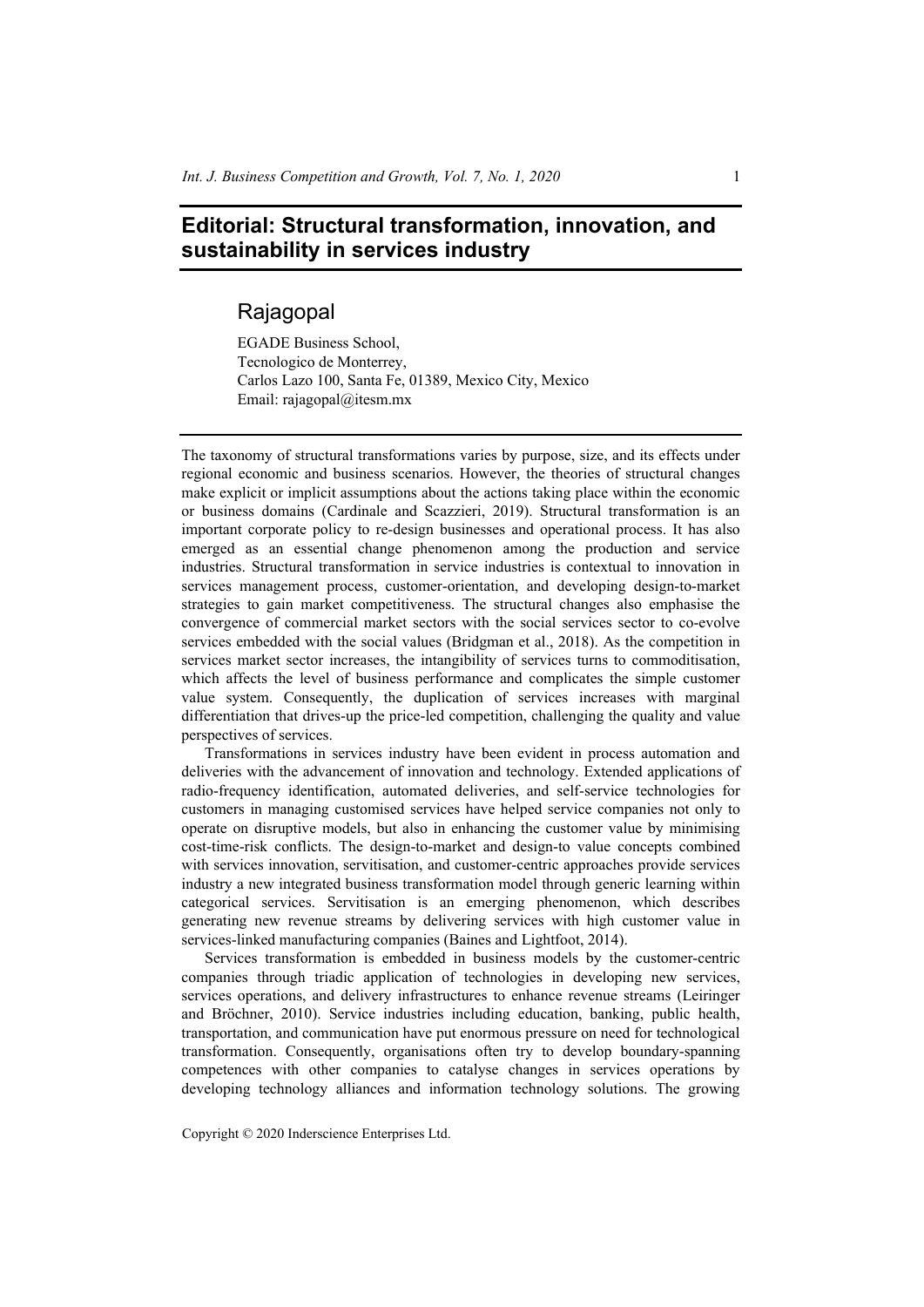# Editorial: Structural transformation, innovation, and sustainability in services industry

## Rajagopal

EGADE Business School,
Tecnologico de Monterrey,
Carlos Lazo 100, Santa Fe, 01389, Mexico City, Mexico
Email: rajagopal@itesm.mx

The taxonomy of structural transformations varies by purpose, size, and its effects under regional economic and business scenarios. However, the theories of structural changes make explicit or implicit assumptions about the actions taking place within the economic or business domains (Cardinale and Scazzieri, 2019). Structural transformation is an important corporate policy to re-design businesses and operational process. It has also emerged as an essential change phenomenon among the production and service industries. Structural transformation in service industries is contextual to innovation in services management process, customer-orientation, and developing design-to-market strategies to gain market competitiveness. The structural changes also emphasise the convergence of commercial market sectors with the social services sector to co-evolve services embedded with the social values (Bridgman et al., 2018). As the competition in services market sector increases, the intangibility of services turns to commoditisation, which affects the level of business performance and complicates the simple customer value system. Consequently, the duplication of services increases with marginal differentiation that drives-up the price-led competition, challenging the quality and value perspectives of services.

Transformations in services industry have been evident in process automation and deliveries with the advancement of innovation and technology. Extended applications of radio-frequency identification, automated deliveries, and self-service technologies for customers in managing customised services have helped service companies not only to operate on disruptive models, but also in enhancing the customer value by minimising cost-time-risk conflicts. The design-to-market and design-to value concepts combined with services innovation, servitisation, and customer-centric approaches provide services industry a new integrated business transformation model through generic learning within categorical services. Servitisation is an emerging phenomenon, which describes generating new revenue streams by delivering services with high customer value in services-linked manufacturing companies (Baines and Lightfoot, 2014).

Services transformation is embedded in business models by the customer-centric companies through triadic application of technologies in developing new services, services operations, and delivery infrastructures to enhance revenue streams (Leiringer and Bröchner, 2010). Service industries including education, banking, public health, transportation, and communication have put enormous pressure on need for technological transformation. Consequently, organisations often try to develop boundary-spanning competences with other companies to catalyse changes in services operations by developing technology alliances and information technology solutions. The growing

Copyright © 2020 Inderscience Enterprises Ltd.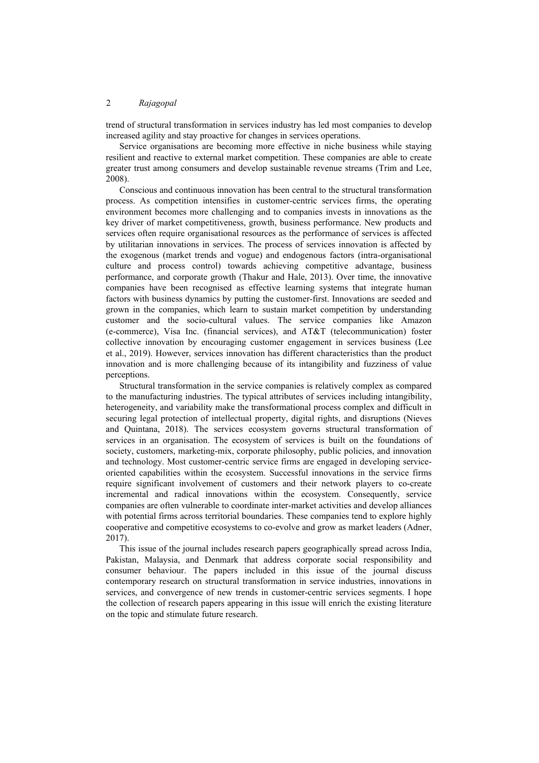trend of structural transformation in services industry has led most companies to develop increased agility and stay proactive for changes in services operations.

Service organisations are becoming more effective in niche business while staying resilient and reactive to external market competition. These companies are able to create greater trust among consumers and develop sustainable revenue streams (Trim and Lee, 2008).

Conscious and continuous innovation has been central to the structural transformation process. As competition intensifies in customer-centric services firms, the operating environment becomes more challenging and to companies invests in innovations as the key driver of market competitiveness, growth, business performance. New products and services often require organisational resources as the performance of services is affected by utilitarian innovations in services. The process of services innovation is affected by the exogenous (market trends and vogue) and endogenous factors (intra-organisational culture and process control) towards achieving competitive advantage, business performance, and corporate growth (Thakur and Hale, 2013). Over time, the innovative companies have been recognised as effective learning systems that integrate human factors with business dynamics by putting the customer-first. Innovations are seeded and grown in the companies, which learn to sustain market competition by understanding customer and the socio-cultural values. The service companies like Amazon (e-commerce), Visa Inc. (financial services), and AT&T (telecommunication) foster collective innovation by encouraging customer engagement in services business (Lee et al., 2019). However, services innovation has different characteristics than the product innovation and is more challenging because of its intangibility and fuzziness of value perceptions.

Structural transformation in the service companies is relatively complex as compared to the manufacturing industries. The typical attributes of services including intangibility, heterogeneity, and variability make the transformational process complex and difficult in securing legal protection of intellectual property, digital rights, and disruptions (Nieves and Quintana, 2018). The services ecosystem governs structural transformation of services in an organisation. The ecosystem of services is built on the foundations of society, customers, marketing-mix, corporate philosophy, public policies, and innovation and technology. Most customer-centric service firms are engaged in developing service-oriented capabilities within the ecosystem. Successful innovations in the service firms require significant involvement of customers and their network players to co-create incremental and radical innovations within the ecosystem. Consequently, service companies are often vulnerable to coordinate inter-market activities and develop alliances with potential firms across territorial boundaries. These companies tend to explore highly cooperative and competitive ecosystems to co-evolve and grow as market leaders (Adner, 2017).

This issue of the journal includes research papers geographically spread across India, Pakistan, Malaysia, and Denmark that address corporate social responsibility and consumer behaviour. The papers included in this issue of the journal discuss contemporary research on structural transformation in service industries, innovations in services, and convergence of new trends in customer-centric services segments. I hope the collection of research papers appearing in this issue will enrich the existing literature on the topic and stimulate future research.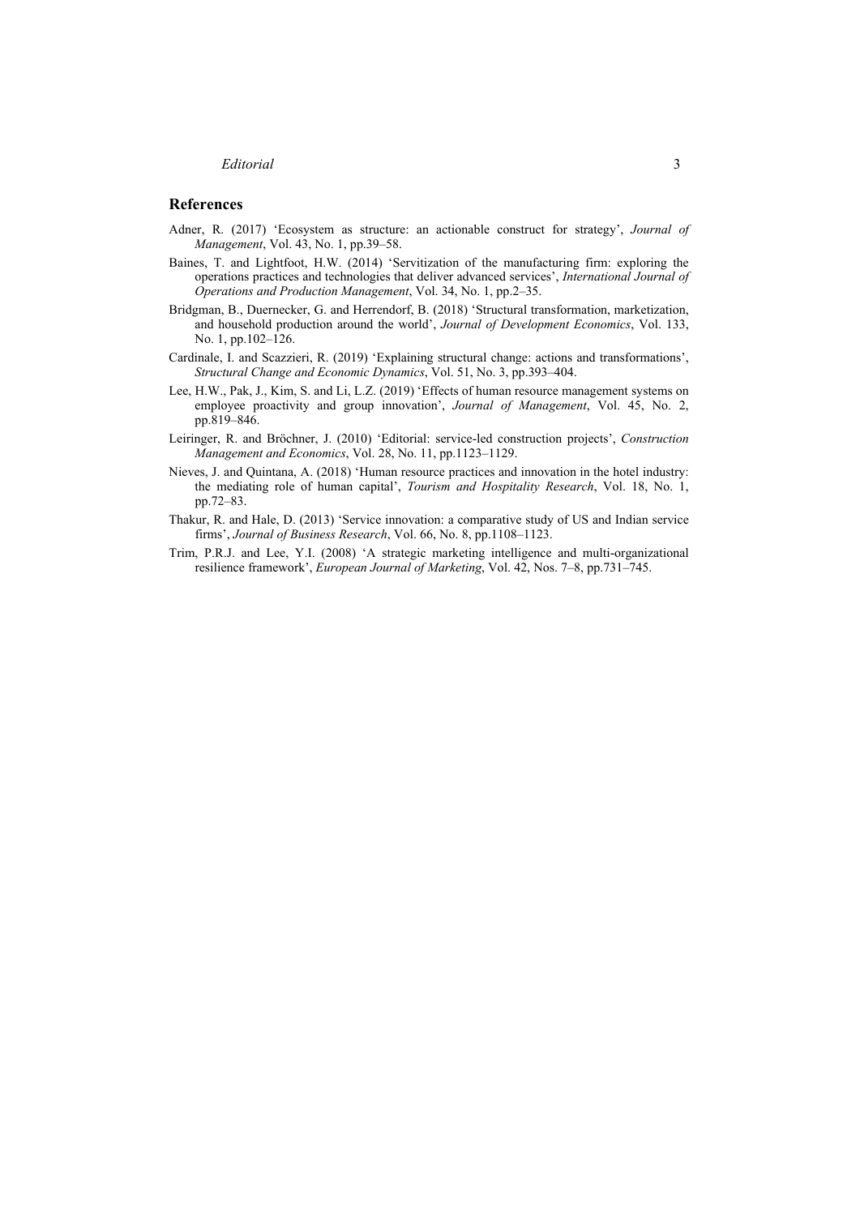## References

Adner, R. (2017) 'Ecosystem as structure: an actionable construct for strategy', *Journal of Management*, Vol. 43, No. 1, pp.39–58.

Baines, T. and Lightfoot, H.W. (2014) 'Servitization of the manufacturing firm: exploring the operations practices and technologies that deliver advanced services', *International Journal of Operations and Production Management*, Vol. 34, No. 1, pp.2–35.

Bridgman, B., Duernecker, G. and Herrendorf, B. (2018) 'Structural transformation, marketization, and household production around the world', *Journal of Development Economics*, Vol. 133, No. 1, pp.102–126.

Cardinale, I. and Scazzieri, R. (2019) 'Explaining structural change: actions and transformations', *Structural Change and Economic Dynamics*, Vol. 51, No. 3, pp.393–404.

Lee, H.W., Pak, J., Kim, S. and Li, L.Z. (2019) 'Effects of human resource management systems on employee proactivity and group innovation', *Journal of Management*, Vol. 45, No. 2, pp.819–846.

Leiringer, R. and Bröchner, J. (2010) 'Editorial: service-led construction projects', *Construction Management and Economics*, Vol. 28, No. 11, pp.1123–1129.

Nieves, J. and Quintana, A. (2018) 'Human resource practices and innovation in the hotel industry: the mediating role of human capital', *Tourism and Hospitality Research*, Vol. 18, No. 1, pp.72–83.

Thakur, R. and Hale, D. (2013) 'Service innovation: a comparative study of US and Indian service firms', *Journal of Business Research*, Vol. 66, No. 8, pp.1108–1123.

Trim, P.R.J. and Lee, Y.I. (2008) 'A strategic marketing intelligence and multi-organizational resilience framework', *European Journal of Marketing*, Vol. 42, Nos. 7–8, pp.731–745.